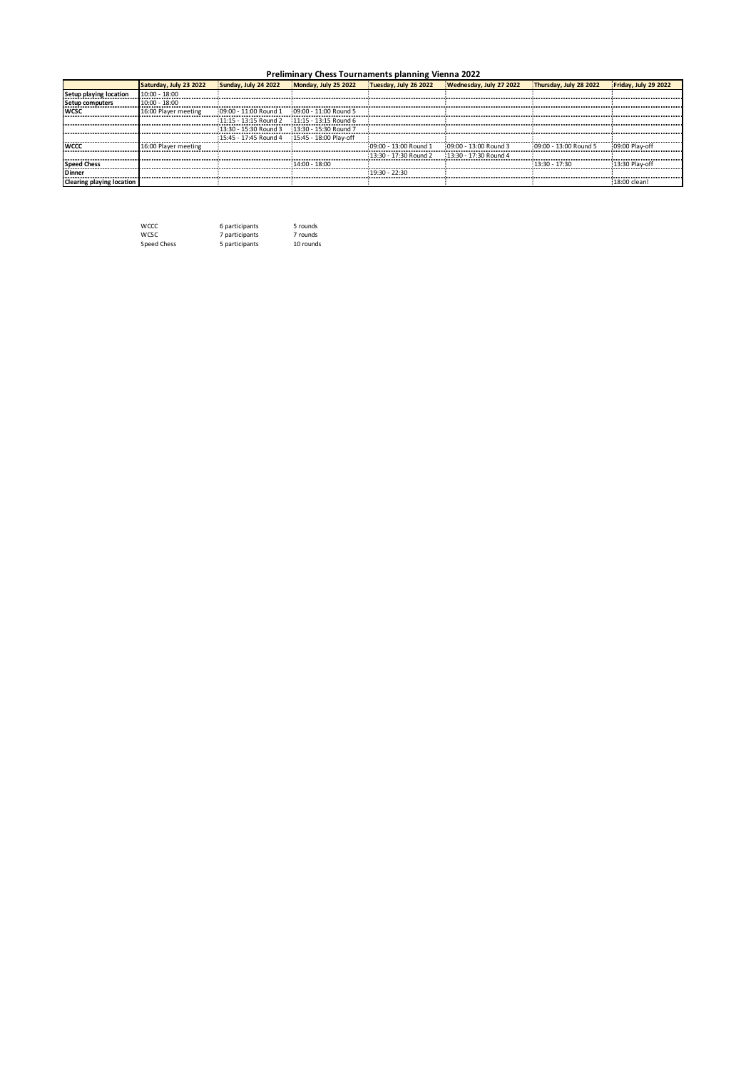**Preliminary Chess Tournaments planning Vienna 2022**

| | Saturday, July 23 2022 | Sunday, July 24 2022 | Monday, July 25 2022 | Tuesday, July 26 2022 | Wednesday, July 27 2022 | Thursday, July 28 2022 | Friday, July 29 2022 |
|---|---|---|---|---|---|---|---|
| **Setup playing location** | 10:00 - 18:00 | | | | | | |
| **Setup computers** | 10:00 - 18:00 | | | | | | |
| **WCSC** | 16:00 Player meeting | 09:00 - 11:00 Round 1 | 09:00 - 11:00 Round 5 | | | | |
| | | 11:15 - 13:15 Round 2 | 11:15 - 13:15 Round 6 | | | | |
| | | 13:30 - 15:30 Round 3 | 13:30 - 15:30 Round 7 | | | | |
| | | 15:45 - 17:45 Round 4 | 15:45 - 18:00 Play-off | | | | |
| **WCCC** | 16:00 Player meeting | | | 09:00 - 13:00 Round 1 | 09:00 - 13:00 Round 3 | 09:00 - 13:00 Round 5 | 09:00 Play-off |
| | | | | 13:30 - 17:30 Round 2 | 13:30 - 17:30 Round 4 | | |
| **Speed Chess** | | | 14:00 - 18:00 | | | 13:30 - 17:30 | 13:30 Play-off |
| **Dinner** | | | | 19:30 - 22:30 | | | |
| **Clearing playing location** | | | | | | | 18:00 clean! |

| | | |
|---|---|---|
| WCCC | 6 participants | 5 rounds |
| WCSC | 7 participants | 7 rounds |
| Speed Chess | 5 participants | 10 rounds |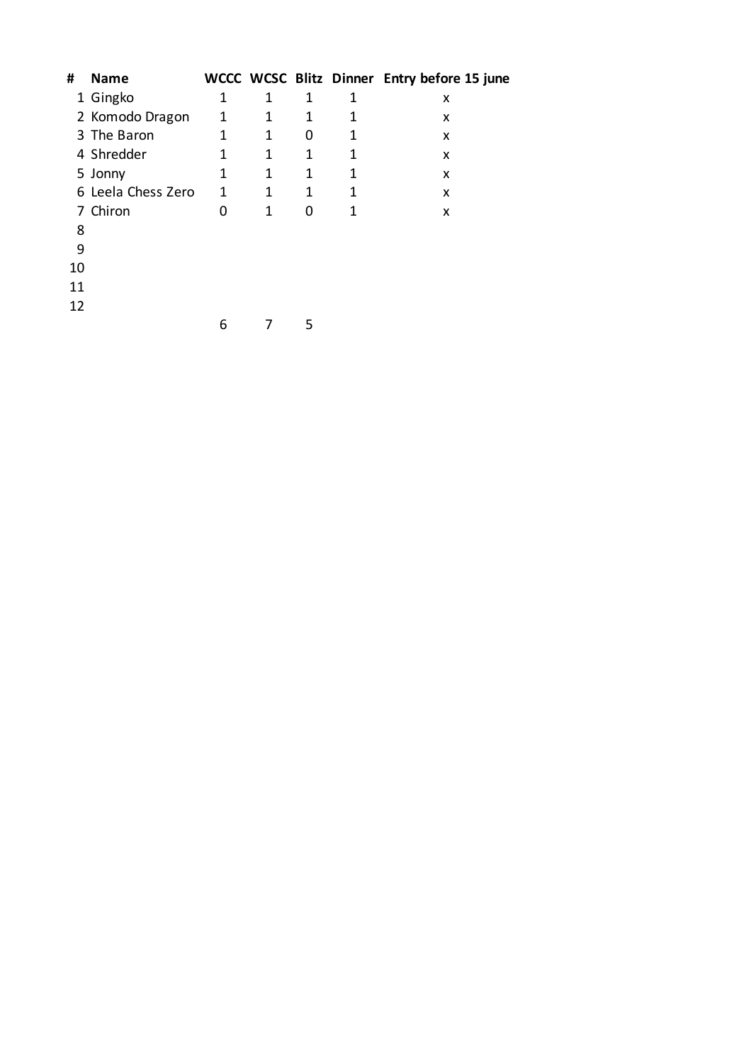| # | Name | WCCC | WCSC | Blitz | Dinner | Entry before 15 june |
|---|---|---|---|---|---|---|
| 1 | Gingko | 1 | 1 | 1 | 1 | x |
| 2 | Komodo Dragon | 1 | 1 | 1 | 1 | x |
| 3 | The Baron | 1 | 1 | 0 | 1 | x |
| 4 | Shredder | 1 | 1 | 1 | 1 | x |
| 5 | Jonny | 1 | 1 | 1 | 1 | x |
| 6 | Leela Chess Zero | 1 | 1 | 1 | 1 | x |
| 7 | Chiron | 0 | 1 | 0 | 1 | x |
| 8 | | | | | | |
| 9 | | | | | | |
| 10 | | | | | | |
| 11 | | | | | | |
| 12 | | | | | | |
| | | 6 | 7 | 5 | | |